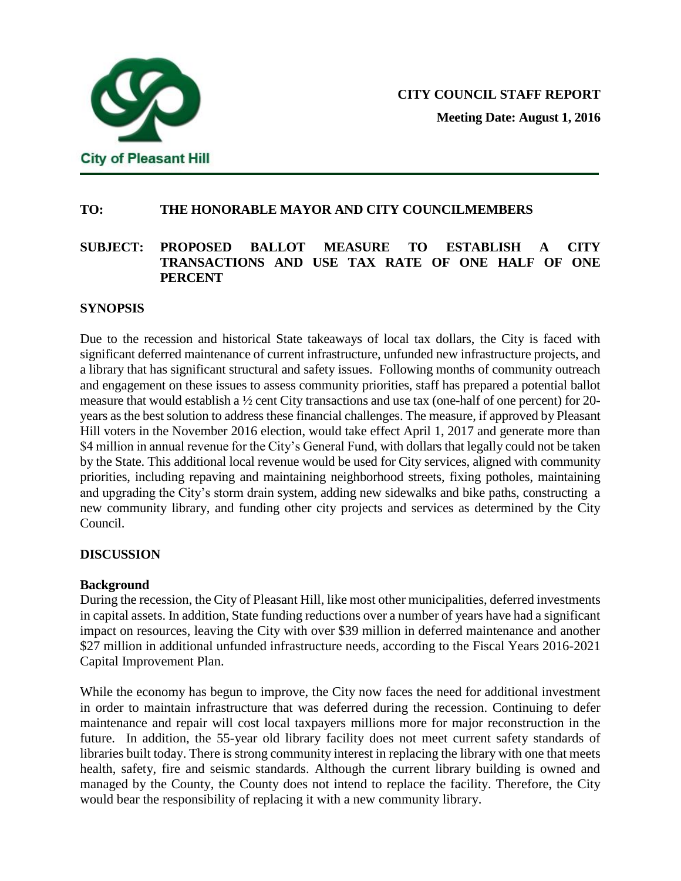City of Pleasant Hill

**CITY COUNCIL STAFF REPORT**

**Meeting Date: August 1, 2016**

**TO: THE HONORABLE MAYOR AND CITY COUNCILMEMBERS**

**SUBJECT: PROPOSED BALLOT MEASURE TO ESTABLISH A CITY TRANSACTIONS AND USE TAX RATE OF ONE HALF OF ONE PERCENT**

## SYNOPSIS

Due to the recession and historical State takeaways of local tax dollars, the City is faced with significant deferred maintenance of current infrastructure, unfunded new infrastructure projects, and a library that has significant structural and safety issues. Following months of community outreach and engagement on these issues to assess community priorities, staff has prepared a potential ballot measure that would establish a ½ cent City transactions and use tax (one-half of one percent) for 20-years as the best solution to address these financial challenges. The measure, if approved by Pleasant Hill voters in the November 2016 election, would take effect April 1, 2017 and generate more than $4 million in annual revenue for the City's General Fund, with dollars that legally could not be taken by the State. This additional local revenue would be used for City services, aligned with community priorities, including repaving and maintaining neighborhood streets, fixing potholes, maintaining and upgrading the City's storm drain system, adding new sidewalks and bike paths, constructing a new community library, and funding other city projects and services as determined by the City Council.

## DISCUSSION

### Background

During the recession, the City of Pleasant Hill, like most other municipalities, deferred investments in capital assets. In addition, State funding reductions over a number of years have had a significant impact on resources, leaving the City with over $39 million in deferred maintenance and another $27 million in additional unfunded infrastructure needs, according to the Fiscal Years 2016-2021 Capital Improvement Plan.

While the economy has begun to improve, the City now faces the need for additional investment in order to maintain infrastructure that was deferred during the recession. Continuing to defer maintenance and repair will cost local taxpayers millions more for major reconstruction in the future. In addition, the 55-year old library facility does not meet current safety standards of libraries built today. There is strong community interest in replacing the library with one that meets health, safety, fire and seismic standards. Although the current library building is owned and managed by the County, the County does not intend to replace the facility. Therefore, the City would bear the responsibility of replacing it with a new community library.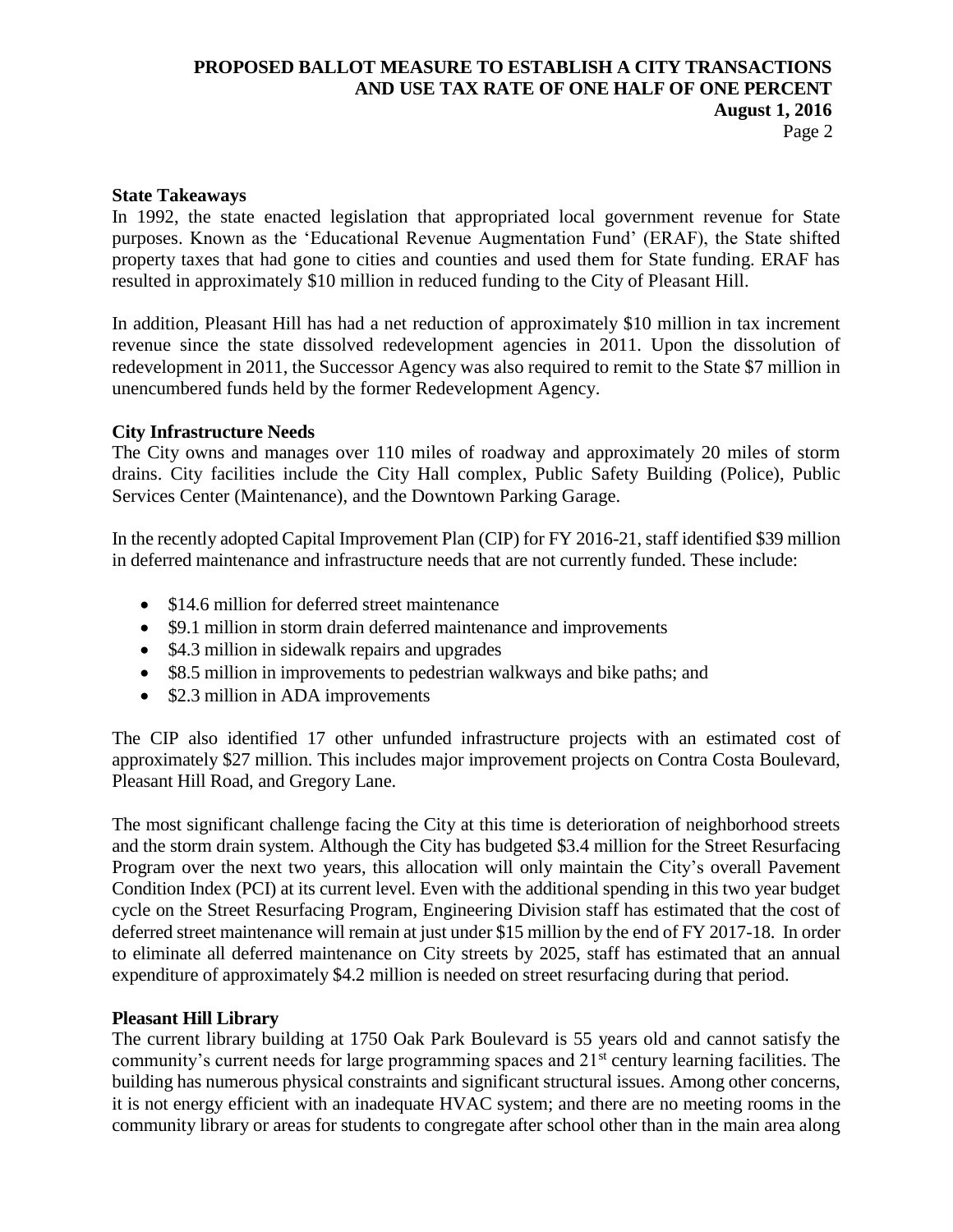**State Takeaways**

In 1992, the state enacted legislation that appropriated local government revenue for State purposes. Known as the 'Educational Revenue Augmentation Fund' (ERAF), the State shifted property taxes that had gone to cities and counties and used them for State funding. ERAF has resulted in approximately $10 million in reduced funding to the City of Pleasant Hill.

In addition, Pleasant Hill has had a net reduction of approximately $10 million in tax increment revenue since the state dissolved redevelopment agencies in 2011. Upon the dissolution of redevelopment in 2011, the Successor Agency was also required to remit to the State $7 million in unencumbered funds held by the former Redevelopment Agency.

**City Infrastructure Needs**

The City owns and manages over 110 miles of roadway and approximately 20 miles of storm drains. City facilities include the City Hall complex, Public Safety Building (Police), Public Services Center (Maintenance), and the Downtown Parking Garage.

In the recently adopted Capital Improvement Plan (CIP) for FY 2016-21, staff identified $39 million in deferred maintenance and infrastructure needs that are not currently funded. These include:

- $14.6 million for deferred street maintenance
- $9.1 million in storm drain deferred maintenance and improvements
- $4.3 million in sidewalk repairs and upgrades
- $8.5 million in improvements to pedestrian walkways and bike paths; and
- $2.3 million in ADA improvements

The CIP also identified 17 other unfunded infrastructure projects with an estimated cost of approximately $27 million. This includes major improvement projects on Contra Costa Boulevard, Pleasant Hill Road, and Gregory Lane.

The most significant challenge facing the City at this time is deterioration of neighborhood streets and the storm drain system. Although the City has budgeted $3.4 million for the Street Resurfacing Program over the next two years, this allocation will only maintain the City's overall Pavement Condition Index (PCI) at its current level. Even with the additional spending in this two year budget cycle on the Street Resurfacing Program, Engineering Division staff has estimated that the cost of deferred street maintenance will remain at just under $15 million by the end of FY 2017-18. In order to eliminate all deferred maintenance on City streets by 2025, staff has estimated that an annual expenditure of approximately $4.2 million is needed on street resurfacing during that period.

**Pleasant Hill Library**

The current library building at 1750 Oak Park Boulevard is 55 years old and cannot satisfy the community's current needs for large programming spaces and 21st century learning facilities. The building has numerous physical constraints and significant structural issues. Among other concerns, it is not energy efficient with an inadequate HVAC system; and there are no meeting rooms in the community library or areas for students to congregate after school other than in the main area along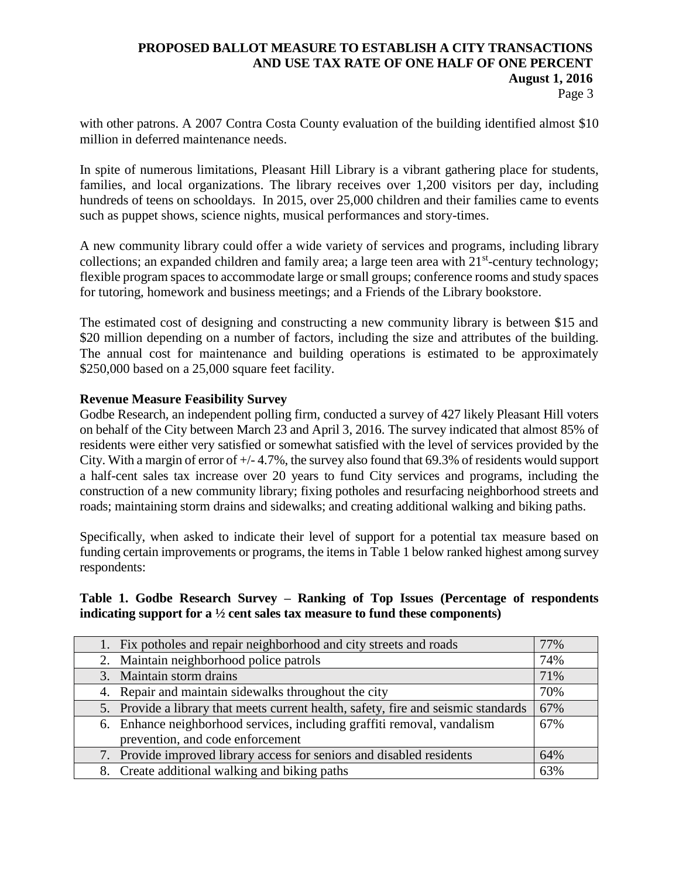with other patrons. A 2007 Contra Costa County evaluation of the building identified almost $10 million in deferred maintenance needs.

In spite of numerous limitations, Pleasant Hill Library is a vibrant gathering place for students, families, and local organizations. The library receives over 1,200 visitors per day, including hundreds of teens on schooldays. In 2015, over 25,000 children and their families came to events such as puppet shows, science nights, musical performances and story-times.

A new community library could offer a wide variety of services and programs, including library collections; an expanded children and family area; a large teen area with 21st-century technology; flexible program spaces to accommodate large or small groups; conference rooms and study spaces for tutoring, homework and business meetings; and a Friends of the Library bookstore.

The estimated cost of designing and constructing a new community library is between $15 and $20 million depending on a number of factors, including the size and attributes of the building. The annual cost for maintenance and building operations is estimated to be approximately $250,000 based on a 25,000 square feet facility.

**Revenue Measure Feasibility Survey**

Godbe Research, an independent polling firm, conducted a survey of 427 likely Pleasant Hill voters on behalf of the City between March 23 and April 3, 2016. The survey indicated that almost 85% of residents were either very satisfied or somewhat satisfied with the level of services provided by the City. With a margin of error of +/- 4.7%, the survey also found that 69.3% of residents would support a half-cent sales tax increase over 20 years to fund City services and programs, including the construction of a new community library; fixing potholes and resurfacing neighborhood streets and roads; maintaining storm drains and sidewalks; and creating additional walking and biking paths.

Specifically, when asked to indicate their level of support for a potential tax measure based on funding certain improvements or programs, the items in Table 1 below ranked highest among survey respondents:

**Table 1. Godbe Research Survey – Ranking of Top Issues (Percentage of respondents indicating support for a ½ cent sales tax measure to fund these components)**

| Issue | Support |
|---|---|
| 1. Fix potholes and repair neighborhood and city streets and roads | 77% |
| 2. Maintain neighborhood police patrols | 74% |
| 3. Maintain storm drains | 71% |
| 4. Repair and maintain sidewalks throughout the city | 70% |
| 5. Provide a library that meets current health, safety, fire and seismic standards | 67% |
| 6. Enhance neighborhood services, including graffiti removal, vandalism prevention, and code enforcement | 67% |
| 7. Provide improved library access for seniors and disabled residents | 64% |
| 8. Create additional walking and biking paths | 63% |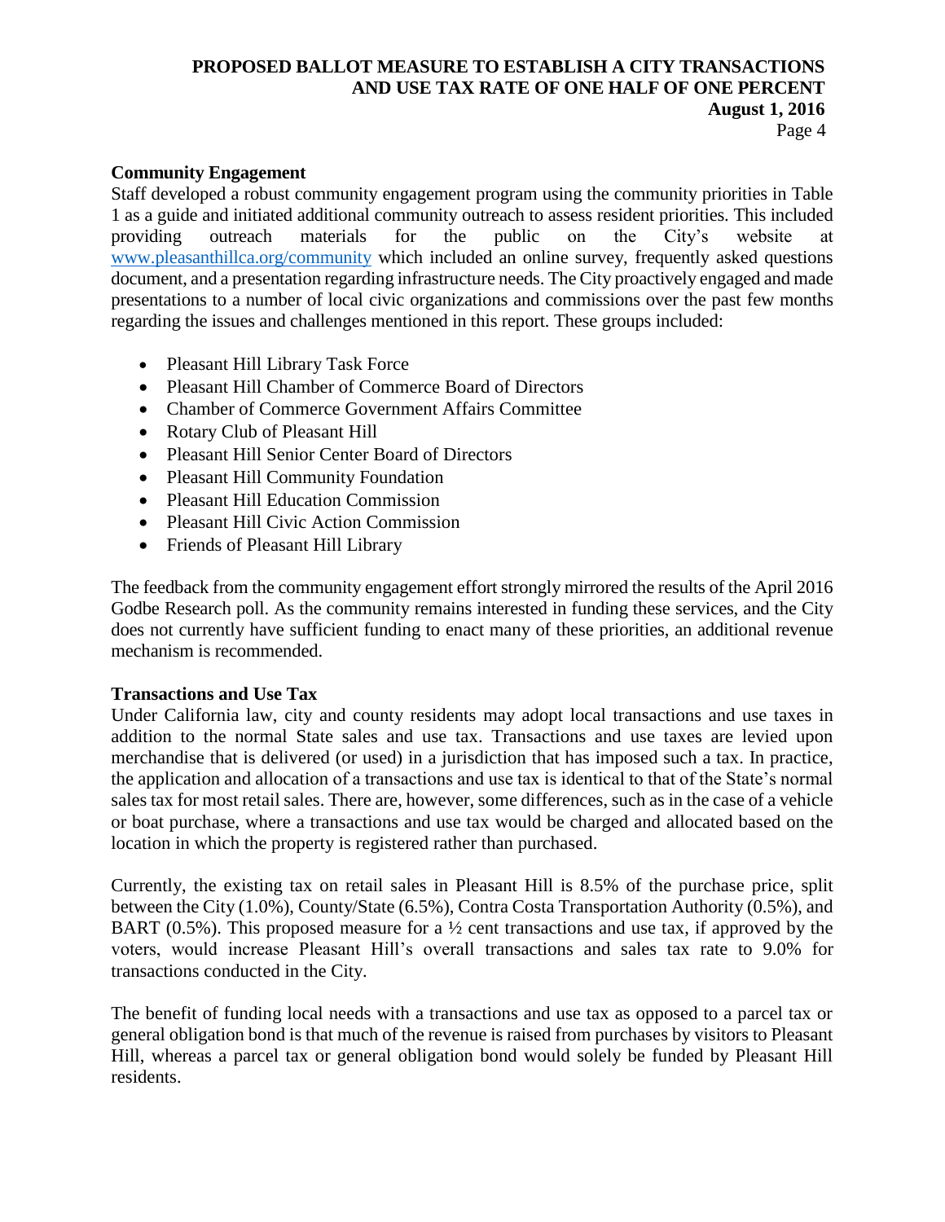**Community Engagement**

Staff developed a robust community engagement program using the community priorities in Table 1 as a guide and initiated additional community outreach to assess resident priorities. This included providing outreach materials for the public on the City's website at [www.pleasanthillca.org/community](www.pleasanthillca.org/community) which included an online survey, frequently asked questions document, and a presentation regarding infrastructure needs. The City proactively engaged and made presentations to a number of local civic organizations and commissions over the past few months regarding the issues and challenges mentioned in this report. These groups included:

- Pleasant Hill Library Task Force
- Pleasant Hill Chamber of Commerce Board of Directors
- Chamber of Commerce Government Affairs Committee
- Rotary Club of Pleasant Hill
- Pleasant Hill Senior Center Board of Directors
- Pleasant Hill Community Foundation
- Pleasant Hill Education Commission
- Pleasant Hill Civic Action Commission
- Friends of Pleasant Hill Library

The feedback from the community engagement effort strongly mirrored the results of the April 2016 Godbe Research poll. As the community remains interested in funding these services, and the City does not currently have sufficient funding to enact many of these priorities, an additional revenue mechanism is recommended.

**Transactions and Use Tax**

Under California law, city and county residents may adopt local transactions and use taxes in addition to the normal State sales and use tax. Transactions and use taxes are levied upon merchandise that is delivered (or used) in a jurisdiction that has imposed such a tax. In practice, the application and allocation of a transactions and use tax is identical to that of the State's normal sales tax for most retail sales. There are, however, some differences, such as in the case of a vehicle or boat purchase, where a transactions and use tax would be charged and allocated based on the location in which the property is registered rather than purchased.

Currently, the existing tax on retail sales in Pleasant Hill is 8.5% of the purchase price, split between the City (1.0%), County/State (6.5%), Contra Costa Transportation Authority (0.5%), and BART (0.5%). This proposed measure for a ½ cent transactions and use tax, if approved by the voters, would increase Pleasant Hill's overall transactions and sales tax rate to 9.0% for transactions conducted in the City.

The benefit of funding local needs with a transactions and use tax as opposed to a parcel tax or general obligation bond is that much of the revenue is raised from purchases by visitors to Pleasant Hill, whereas a parcel tax or general obligation bond would solely be funded by Pleasant Hill residents.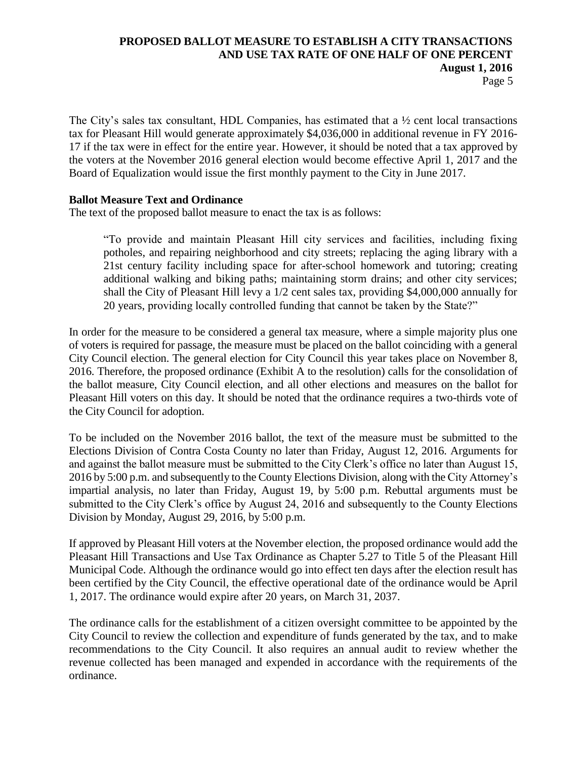The City's sales tax consultant, HDL Companies, has estimated that a ½ cent local transactions tax for Pleasant Hill would generate approximately $4,036,000 in additional revenue in FY 2016-17 if the tax were in effect for the entire year. However, it should be noted that a tax approved by the voters at the November 2016 general election would become effective April 1, 2017 and the Board of Equalization would issue the first monthly payment to the City in June 2017.

**Ballot Measure Text and Ordinance**

The text of the proposed ballot measure to enact the tax is as follows:

> "To provide and maintain Pleasant Hill city services and facilities, including fixing potholes, and repairing neighborhood and city streets; replacing the aging library with a 21st century facility including space for after-school homework and tutoring; creating additional walking and biking paths; maintaining storm drains; and other city services; shall the City of Pleasant Hill levy a 1/2 cent sales tax, providing $4,000,000 annually for 20 years, providing locally controlled funding that cannot be taken by the State?"

In order for the measure to be considered a general tax measure, where a simple majority plus one of voters is required for passage, the measure must be placed on the ballot coinciding with a general City Council election. The general election for City Council this year takes place on November 8, 2016. Therefore, the proposed ordinance (Exhibit A to the resolution) calls for the consolidation of the ballot measure, City Council election, and all other elections and measures on the ballot for Pleasant Hill voters on this day. It should be noted that the ordinance requires a two-thirds vote of the City Council for adoption.

To be included on the November 2016 ballot, the text of the measure must be submitted to the Elections Division of Contra Costa County no later than Friday, August 12, 2016. Arguments for and against the ballot measure must be submitted to the City Clerk's office no later than August 15, 2016 by 5:00 p.m. and subsequently to the County Elections Division, along with the City Attorney's impartial analysis, no later than Friday, August 19, by 5:00 p.m. Rebuttal arguments must be submitted to the City Clerk's office by August 24, 2016 and subsequently to the County Elections Division by Monday, August 29, 2016, by 5:00 p.m.

If approved by Pleasant Hill voters at the November election, the proposed ordinance would add the Pleasant Hill Transactions and Use Tax Ordinance as Chapter 5.27 to Title 5 of the Pleasant Hill Municipal Code. Although the ordinance would go into effect ten days after the election result has been certified by the City Council, the effective operational date of the ordinance would be April 1, 2017. The ordinance would expire after 20 years, on March 31, 2037.

The ordinance calls for the establishment of a citizen oversight committee to be appointed by the City Council to review the collection and expenditure of funds generated by the tax, and to make recommendations to the City Council. It also requires an annual audit to review whether the revenue collected has been managed and expended in accordance with the requirements of the ordinance.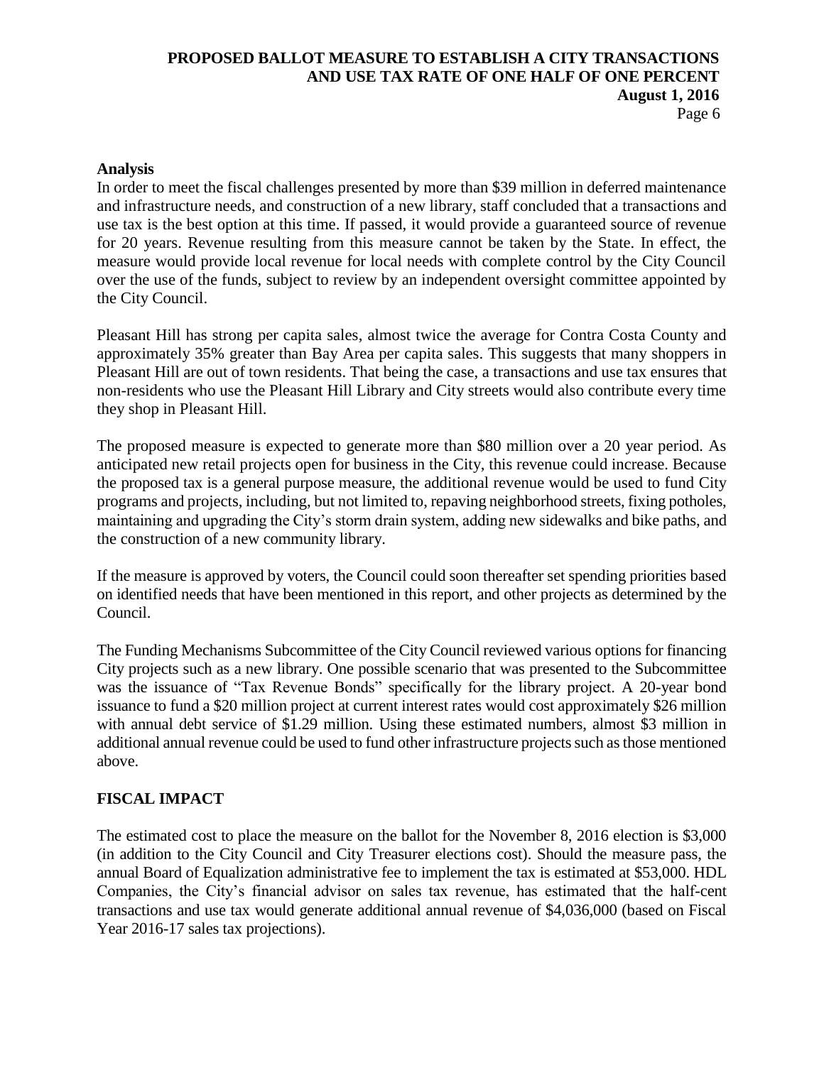**Analysis**

In order to meet the fiscal challenges presented by more than $39 million in deferred maintenance and infrastructure needs, and construction of a new library, staff concluded that a transactions and use tax is the best option at this time. If passed, it would provide a guaranteed source of revenue for 20 years. Revenue resulting from this measure cannot be taken by the State. In effect, the measure would provide local revenue for local needs with complete control by the City Council over the use of the funds, subject to review by an independent oversight committee appointed by the City Council.

Pleasant Hill has strong per capita sales, almost twice the average for Contra Costa County and approximately 35% greater than Bay Area per capita sales. This suggests that many shoppers in Pleasant Hill are out of town residents. That being the case, a transactions and use tax ensures that non-residents who use the Pleasant Hill Library and City streets would also contribute every time they shop in Pleasant Hill.

The proposed measure is expected to generate more than $80 million over a 20 year period. As anticipated new retail projects open for business in the City, this revenue could increase. Because the proposed tax is a general purpose measure, the additional revenue would be used to fund City programs and projects, including, but not limited to, repaving neighborhood streets, fixing potholes, maintaining and upgrading the City's storm drain system, adding new sidewalks and bike paths, and the construction of a new community library.

If the measure is approved by voters, the Council could soon thereafter set spending priorities based on identified needs that have been mentioned in this report, and other projects as determined by the Council.

The Funding Mechanisms Subcommittee of the City Council reviewed various options for financing City projects such as a new library. One possible scenario that was presented to the Subcommittee was the issuance of "Tax Revenue Bonds" specifically for the library project. A 20-year bond issuance to fund a $20 million project at current interest rates would cost approximately $26 million with annual debt service of $1.29 million. Using these estimated numbers, almost $3 million in additional annual revenue could be used to fund other infrastructure projects such as those mentioned above.

## FISCAL IMPACT

The estimated cost to place the measure on the ballot for the November 8, 2016 election is $3,000 (in addition to the City Council and City Treasurer elections cost). Should the measure pass, the annual Board of Equalization administrative fee to implement the tax is estimated at $53,000. HDL Companies, the City's financial advisor on sales tax revenue, has estimated that the half-cent transactions and use tax would generate additional annual revenue of $4,036,000 (based on Fiscal Year 2016-17 sales tax projections).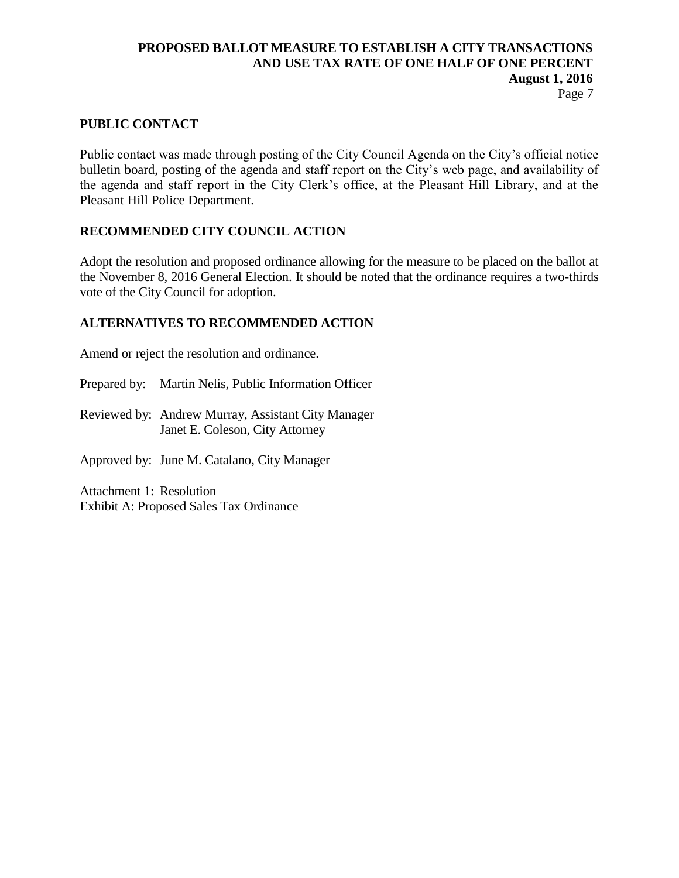## PUBLIC CONTACT

Public contact was made through posting of the City Council Agenda on the City's official notice bulletin board, posting of the agenda and staff report on the City's web page, and availability of the agenda and staff report in the City Clerk's office, at the Pleasant Hill Library, and at the Pleasant Hill Police Department.

## RECOMMENDED CITY COUNCIL ACTION

Adopt the resolution and proposed ordinance allowing for the measure to be placed on the ballot at the November 8, 2016 General Election. It should be noted that the ordinance requires a two-thirds vote of the City Council for adoption.

## ALTERNATIVES TO RECOMMENDED ACTION

Amend or reject the resolution and ordinance.

Prepared by: Martin Nelis, Public Information Officer

Reviewed by: Andrew Murray, Assistant City Manager
Janet E. Coleson, City Attorney

Approved by: June M. Catalano, City Manager

Attachment 1: Resolution
Exhibit A: Proposed Sales Tax Ordinance